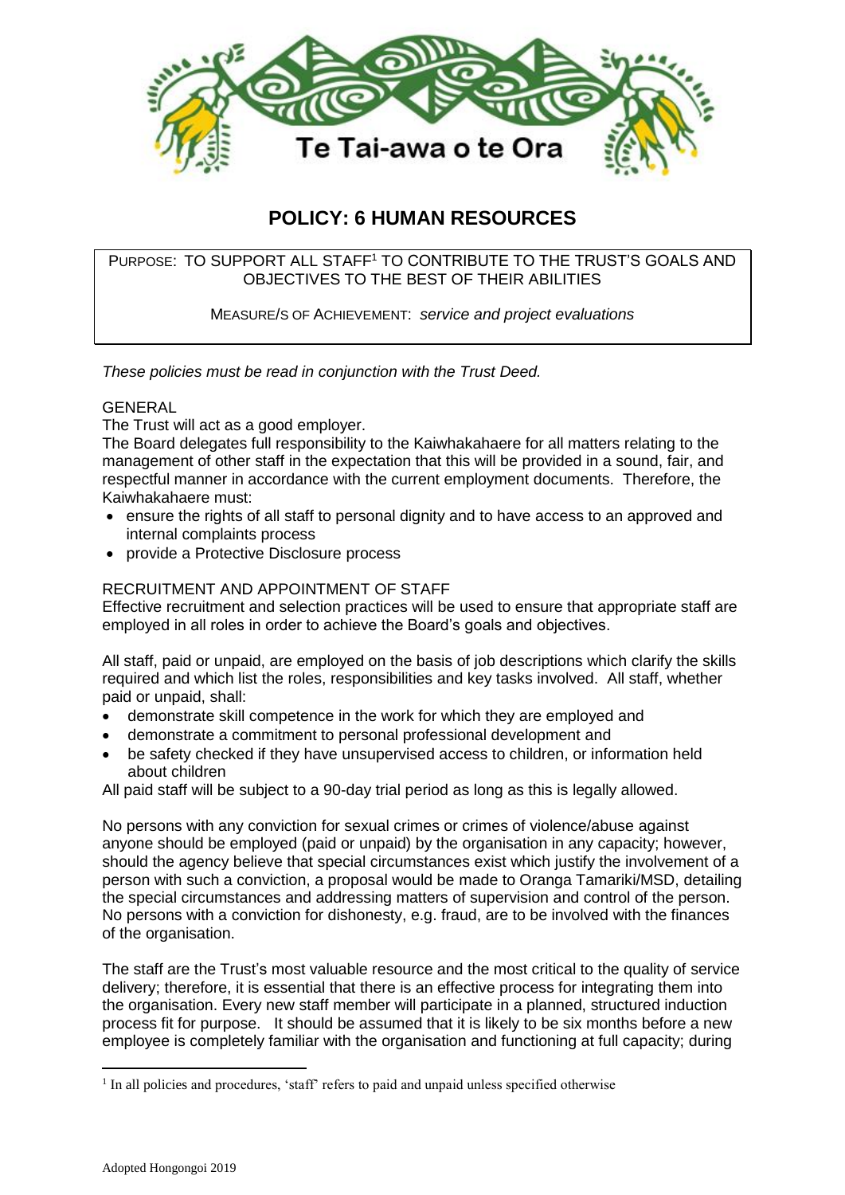Te Tai-awa o te Ora

# POLICY: 6 HUMAN RESOURCES

PURPOSE: TO SUPPORT ALL STAFF[1] TO CONTRIBUTE TO THE TRUST'S GOALS AND OBJECTIVES TO THE BEST OF THEIR ABILITIES

MEASURE/S OF ACHIEVEMENT: *service and project evaluations*

*These policies must be read in conjunction with the Trust Deed.*

## GENERAL

The Trust will act as a good employer.

The Board delegates full responsibility to the Kaiwhakahaere for all matters relating to the management of other staff in the expectation that this will be provided in a sound, fair, and respectful manner in accordance with the current employment documents. Therefore, the Kaiwhakahaere must:

- ensure the rights of all staff to personal dignity and to have access to an approved and internal complaints process
- provide a Protective Disclosure process

## RECRUITMENT AND APPOINTMENT OF STAFF

Effective recruitment and selection practices will be used to ensure that appropriate staff are employed in all roles in order to achieve the Board's goals and objectives.

All staff, paid or unpaid, are employed on the basis of job descriptions which clarify the skills required and which list the roles, responsibilities and key tasks involved. All staff, whether paid or unpaid, shall:

- demonstrate skill competence in the work for which they are employed and
- demonstrate a commitment to personal professional development and
- be safety checked if they have unsupervised access to children, or information held about children

All paid staff will be subject to a 90-day trial period as long as this is legally allowed.

No persons with any conviction for sexual crimes or crimes of violence/abuse against anyone should be employed (paid or unpaid) by the organisation in any capacity; however, should the agency believe that special circumstances exist which justify the involvement of a person with such a conviction, a proposal would be made to Oranga Tamariki/MSD, detailing the special circumstances and addressing matters of supervision and control of the person. No persons with a conviction for dishonesty, e.g. fraud, are to be involved with the finances of the organisation.

The staff are the Trust's most valuable resource and the most critical to the quality of service delivery; therefore, it is essential that there is an effective process for integrating them into the organisation. Every new staff member will participate in a planned, structured induction process fit for purpose. It should be assumed that it is likely to be six months before a new employee is completely familiar with the organisation and functioning at full capacity; during

[1] In all policies and procedures, 'staff' refers to paid and unpaid unless specified otherwise

Adopted Hongongoi 2019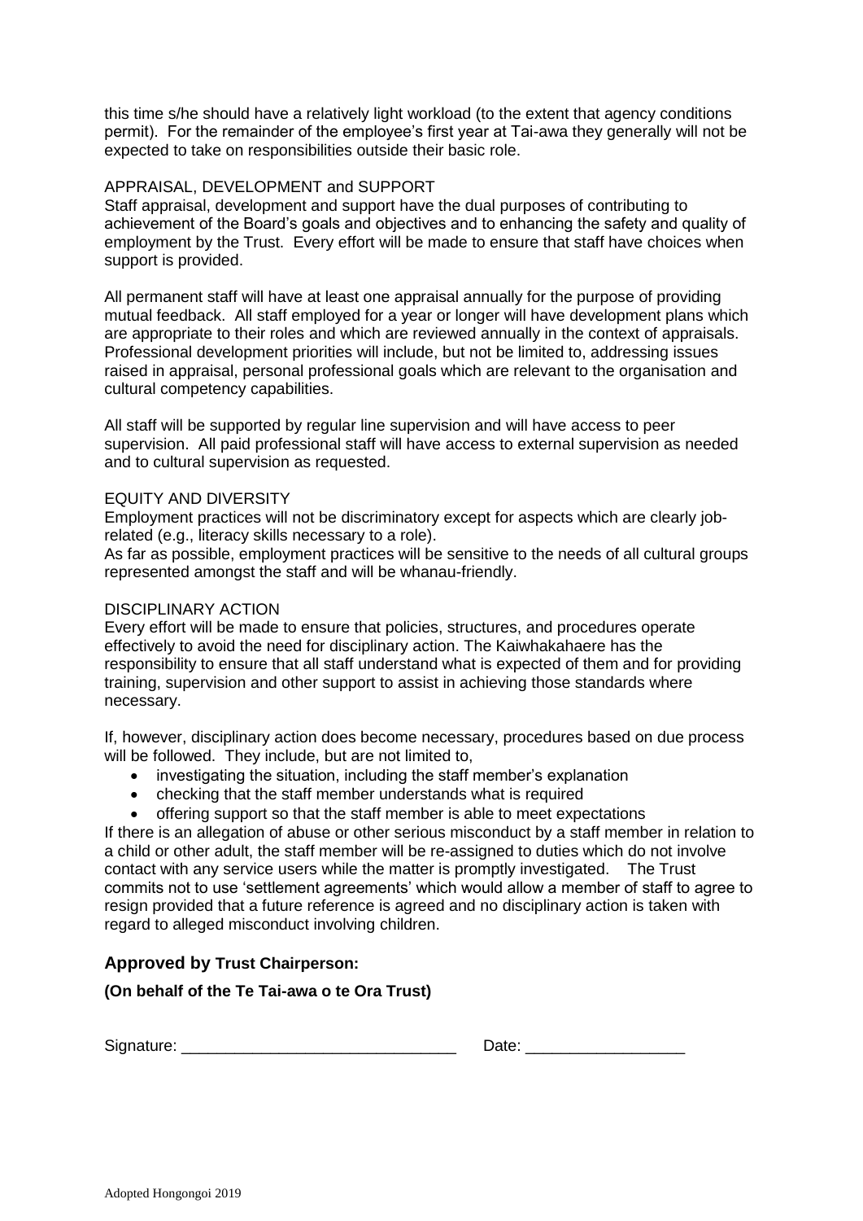this time s/he should have a relatively light workload (to the extent that agency conditions permit). For the remainder of the employee's first year at Tai-awa they generally will not be expected to take on responsibilities outside their basic role.

APPRAISAL, DEVELOPMENT and SUPPORT

Staff appraisal, development and support have the dual purposes of contributing to achievement of the Board's goals and objectives and to enhancing the safety and quality of employment by the Trust. Every effort will be made to ensure that staff have choices when support is provided.

All permanent staff will have at least one appraisal annually for the purpose of providing mutual feedback. All staff employed for a year or longer will have development plans which are appropriate to their roles and which are reviewed annually in the context of appraisals. Professional development priorities will include, but not be limited to, addressing issues raised in appraisal, personal professional goals which are relevant to the organisation and cultural competency capabilities.

All staff will be supported by regular line supervision and will have access to peer supervision. All paid professional staff will have access to external supervision as needed and to cultural supervision as requested.

EQUITY AND DIVERSITY

Employment practices will not be discriminatory except for aspects which are clearly job-related (e.g., literacy skills necessary to a role).

As far as possible, employment practices will be sensitive to the needs of all cultural groups represented amongst the staff and will be whanau-friendly.

DISCIPLINARY ACTION

Every effort will be made to ensure that policies, structures, and procedures operate effectively to avoid the need for disciplinary action. The Kaiwhakahaere has the responsibility to ensure that all staff understand what is expected of them and for providing training, supervision and other support to assist in achieving those standards where necessary.

If, however, disciplinary action does become necessary, procedures based on due process will be followed. They include, but are not limited to,

- investigating the situation, including the staff member's explanation
- checking that the staff member understands what is required
- offering support so that the staff member is able to meet expectations

If there is an allegation of abuse or other serious misconduct by a staff member in relation to a child or other adult, the staff member will be re-assigned to duties which do not involve contact with any service users while the matter is promptly investigated. The Trust commits not to use 'settlement agreements' which would allow a member of staff to agree to resign provided that a future reference is agreed and no disciplinary action is taken with regard to alleged misconduct involving children.

**Approved by Trust Chairperson:**

**(On behalf of the Te Tai-awa o te Ora Trust)**

Signature: _______________________________ Date: __________________

Adopted Hongongoi 2019